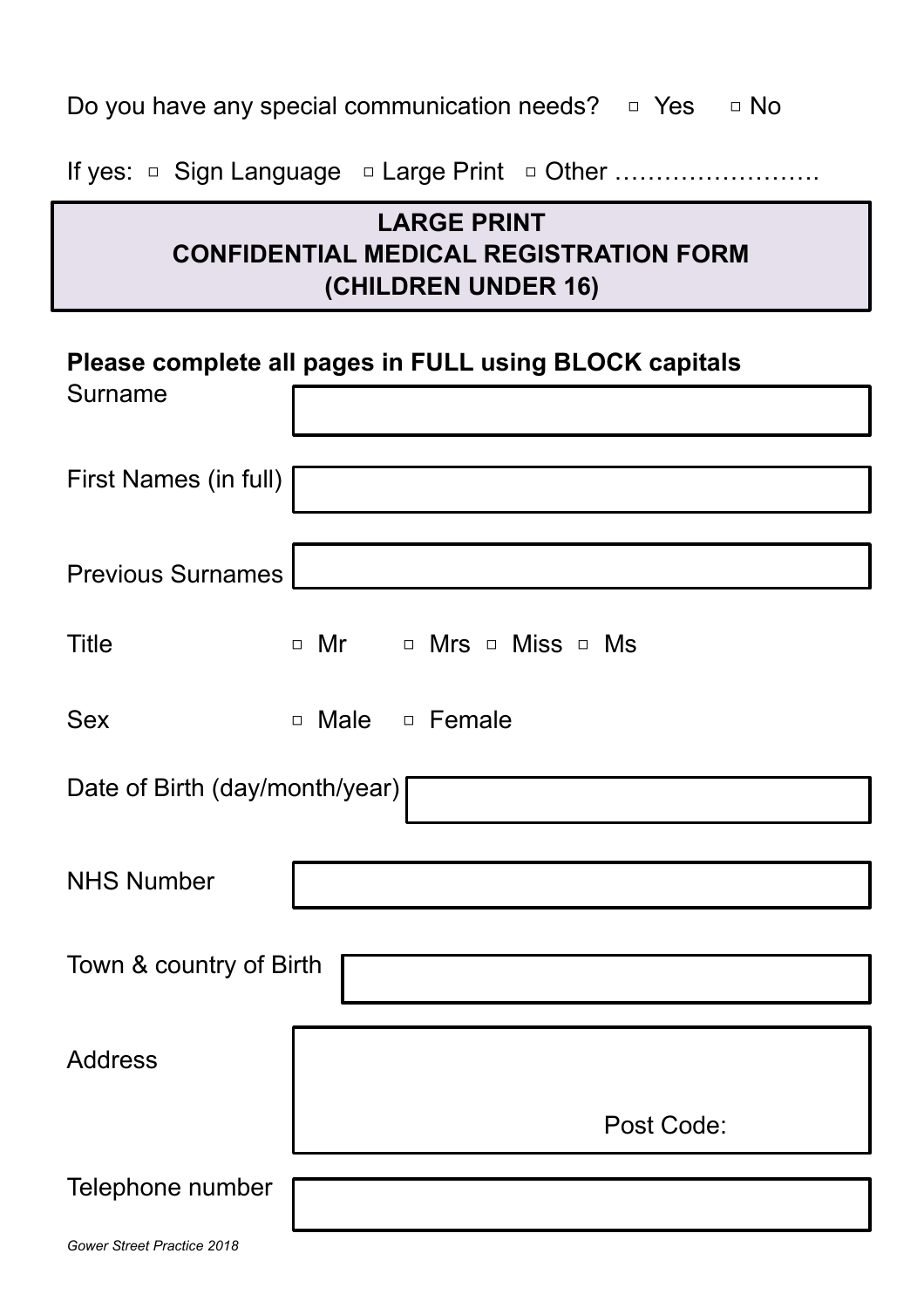Do you have any special communication needs? ▫ Yes ▫ No

If yes: ▫ Sign Language ▫ Large Print ▫ Other …………………….

## LARGE PRINT
## CONFIDENTIAL MEDICAL REGISTRATION FORM
## (CHILDREN UNDER 16)

**Please complete all pages in FULL using BLOCK capitals**

Surname

First Names (in full)

Previous Surnames

Title ▫ Mr ▫ Mrs ▫ Miss ▫ Ms

Sex ▫ Male ▫ Female

Date of Birth (day/month/year)

NHS Number

Town & country of Birth

Address

Post Code:

Telephone number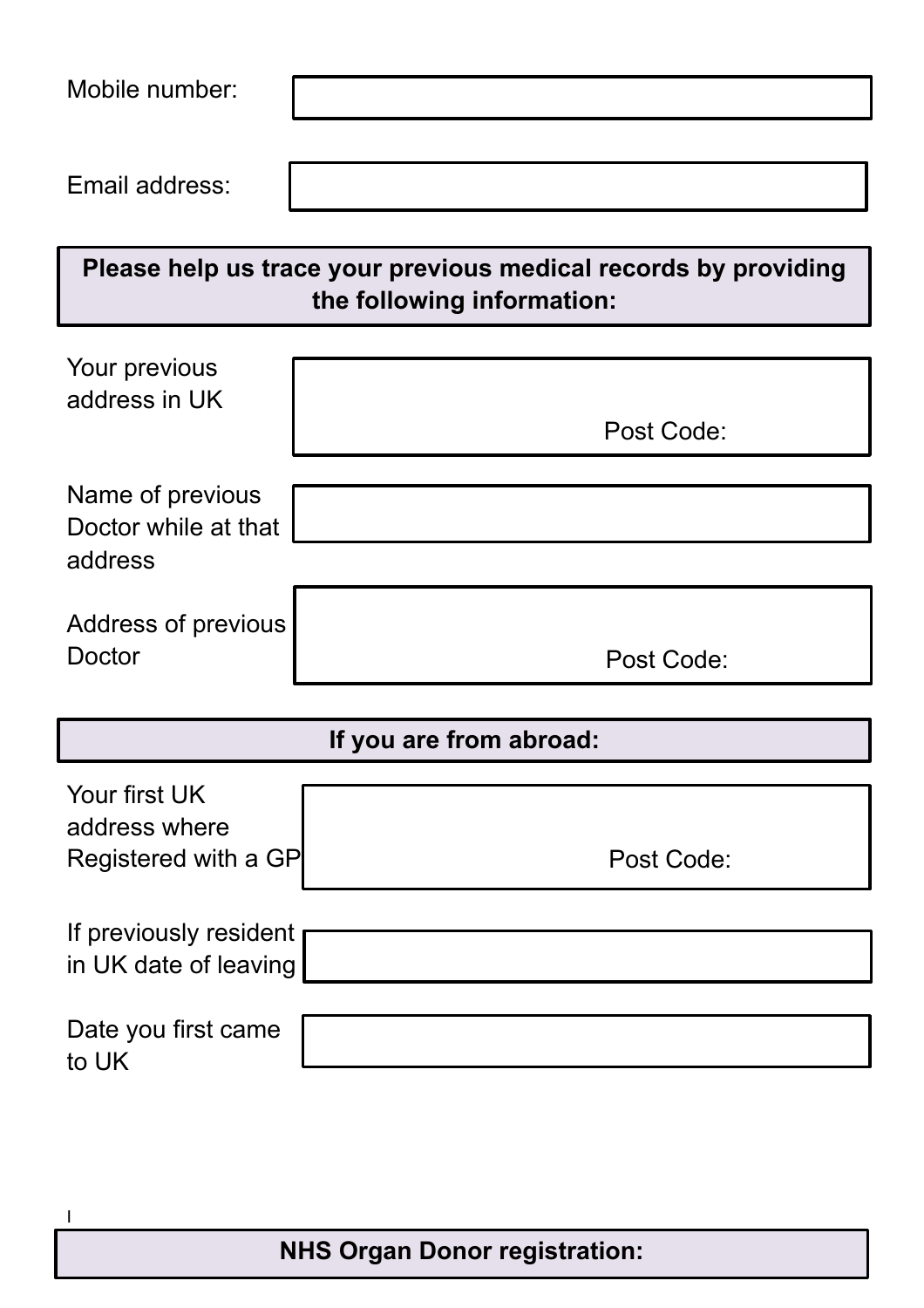Mobile number:

Email address:

**Please help us trace your previous medical records by providing the following information:**

| | |
|---|---|
| Your previous address in UK | Post Code: |
| Name of previous Doctor while at that address | |
| Address of previous Doctor | Post Code: |

**If you are from abroad:**

| | |
|---|---|
| Your first UK address where Registered with a GP | Post Code: |
| If previously resident in UK date of leaving | |
| Date you first came to UK | |

l

**NHS Organ Donor registration:**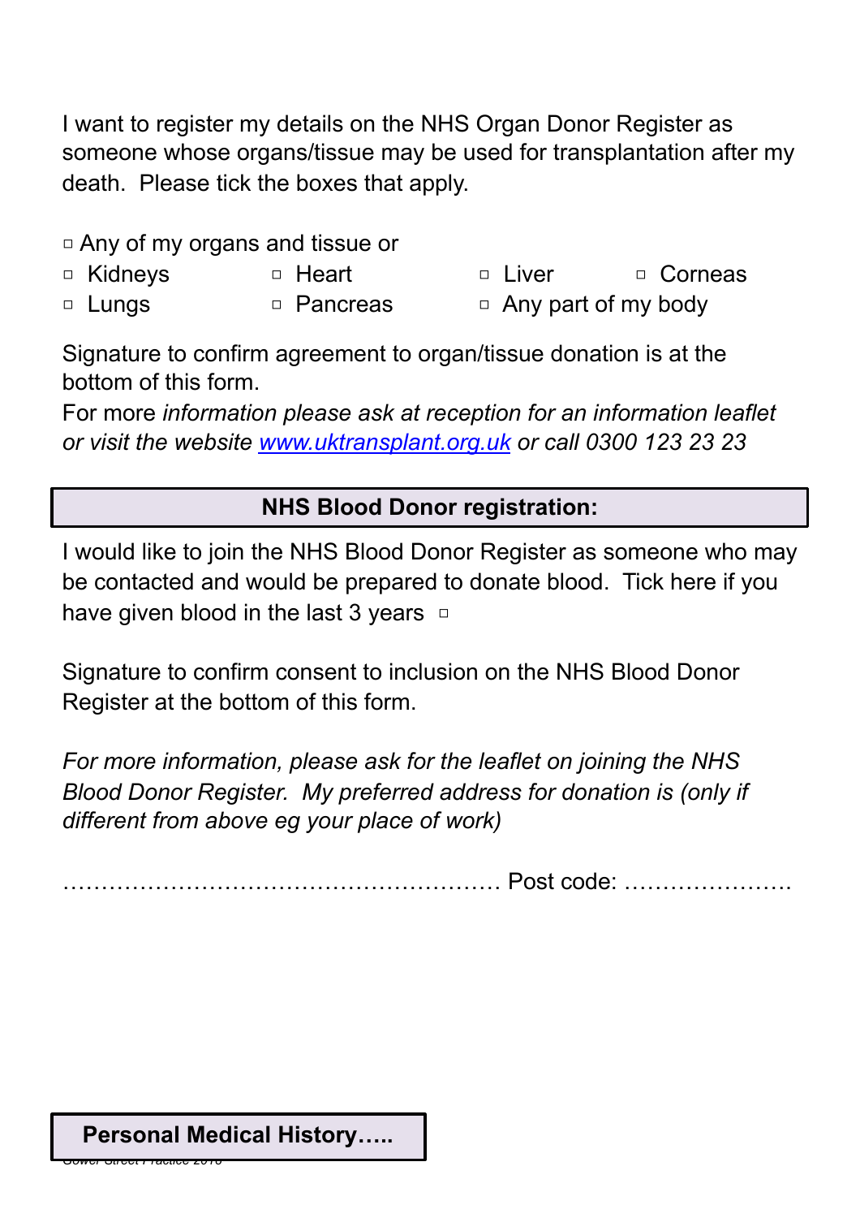I want to register my details on the NHS Organ Donor Register as someone whose organs/tissue may be used for transplantation after my death. Please tick the boxes that apply.

▫ Any of my organs and tissue or

▫ Kidneys ▫ Heart ▫ Liver ▫ Corneas

▫ Lungs ▫ Pancreas ▫ Any part of my body

Signature to confirm agreement to organ/tissue donation is at the bottom of this form.

For more *information please ask at reception for an information leaflet or visit the website [www.uktransplant.org.uk](http://www.uktransplant.org.uk) or call 0300 123 23 23*

## NHS Blood Donor registration:

I would like to join the NHS Blood Donor Register as someone who may be contacted and would be prepared to donate blood. Tick here if you have given blood in the last 3 years ▫

Signature to confirm consent to inclusion on the NHS Blood Donor Register at the bottom of this form.

*For more information, please ask for the leaflet on joining the NHS Blood Donor Register. My preferred address for donation is (only if different from above eg your place of work)*

………………………………………………. Post code: ………………….

## Personal Medical History…..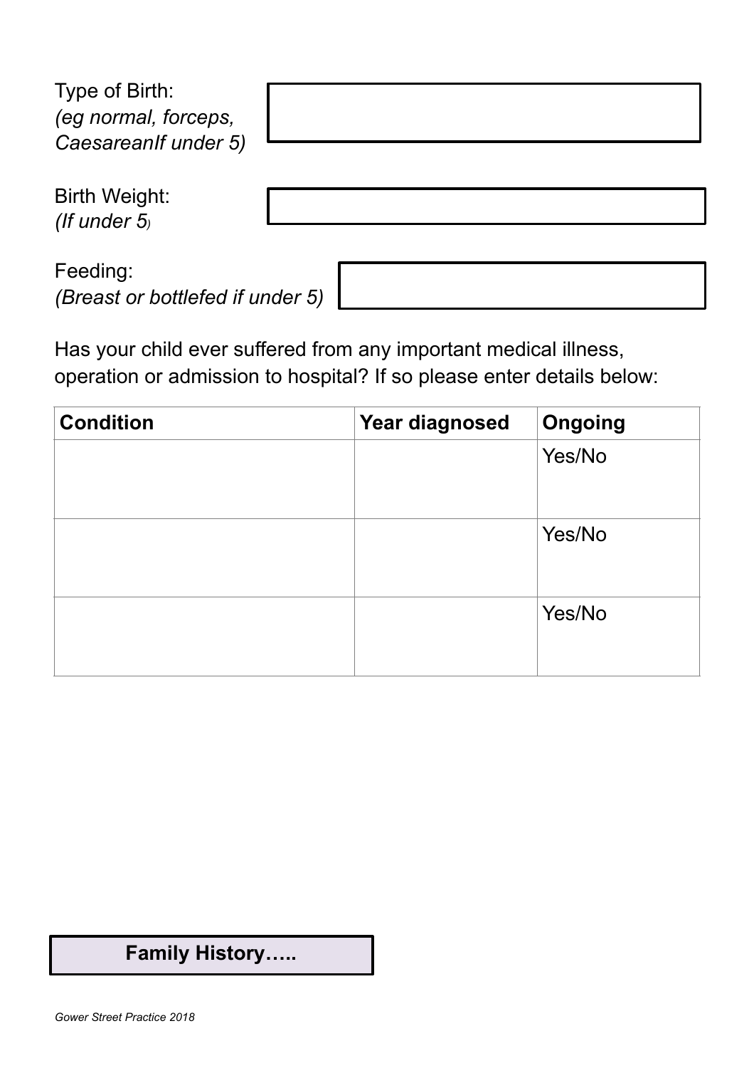Type of Birth:
*(eg normal, forceps, CaesareanIf under 5)*

Birth Weight:
*(If under 5)*

Feeding:
*(Breast or bottlefed if under 5)*

Has your child ever suffered from any important medical illness, operation or admission to hospital? If so please enter details below:

| **Condition** | **Year diagnosed** | **Ongoing** |
|---|---|---|
| | | Yes/No |
| | | Yes/No |
| | | Yes/No |

## Family History…..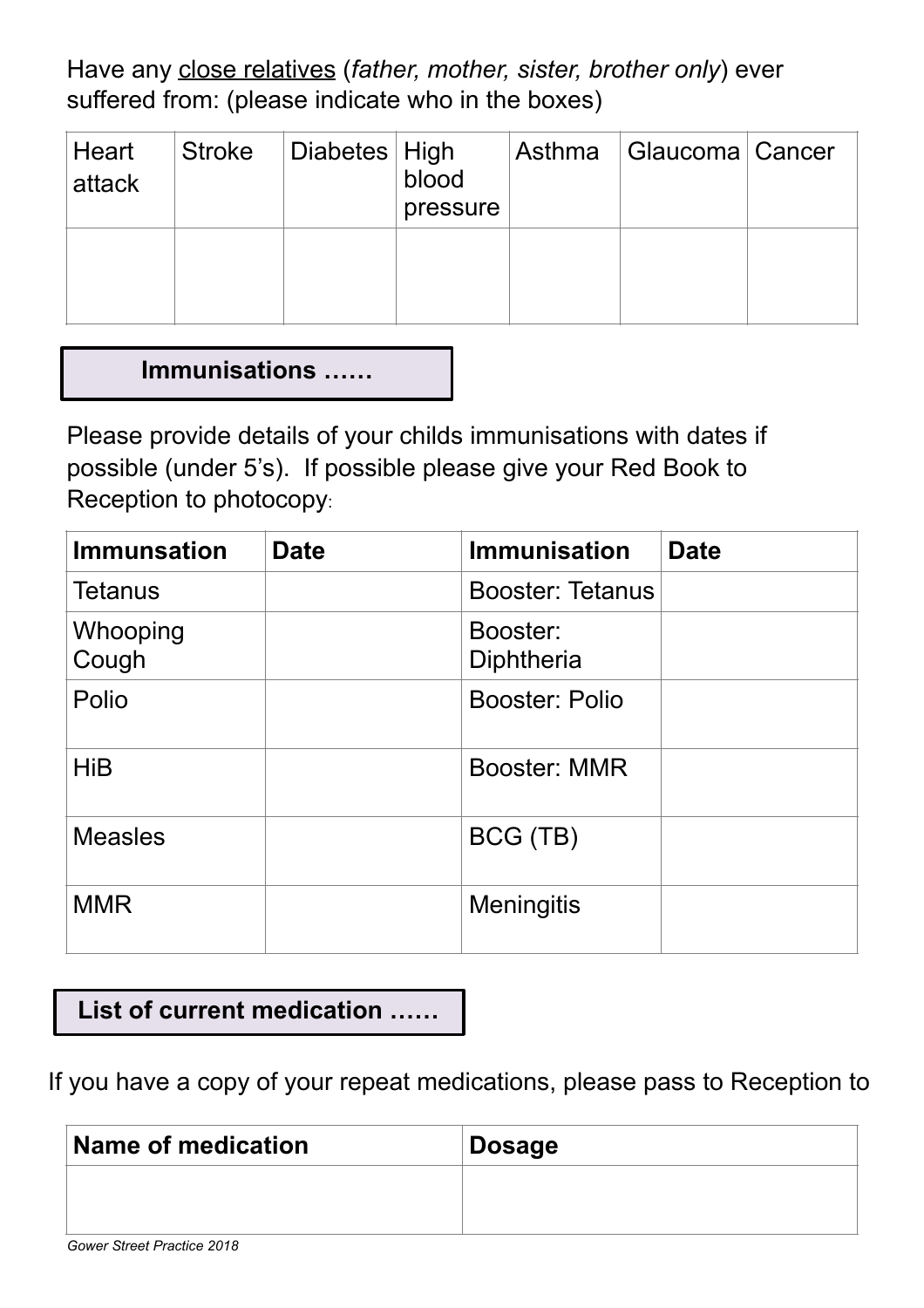Have any <u>close relatives</u> (*father, mother, sister, brother only*) ever suffered from: (please indicate who in the boxes)

| Heart attack | Stroke | Diabetes | High blood pressure | Asthma | Glaucoma | Cancer |
|---|---|---|---|---|---|---|
| | | | | | | |

## Immunisations ……

Please provide details of your childs immunisations with dates if possible (under 5's). If possible please give your Red Book to Reception to photocopy:

| Immunsation | Date | Immunisation | Date |
|---|---|---|---|
| Tetanus | | Booster: Tetanus | |
| Whooping Cough | | Booster: Diphtheria | |
| Polio | | Booster: Polio | |
| HiB | | Booster: MMR | |
| Measles | | BCG (TB) | |
| MMR | | Meningitis | |

## List of current medication ……

If you have a copy of your repeat medications, please pass to Reception to

| Name of medication | Dosage |
|---|---|
| | |

*Gower Street Practice 2018*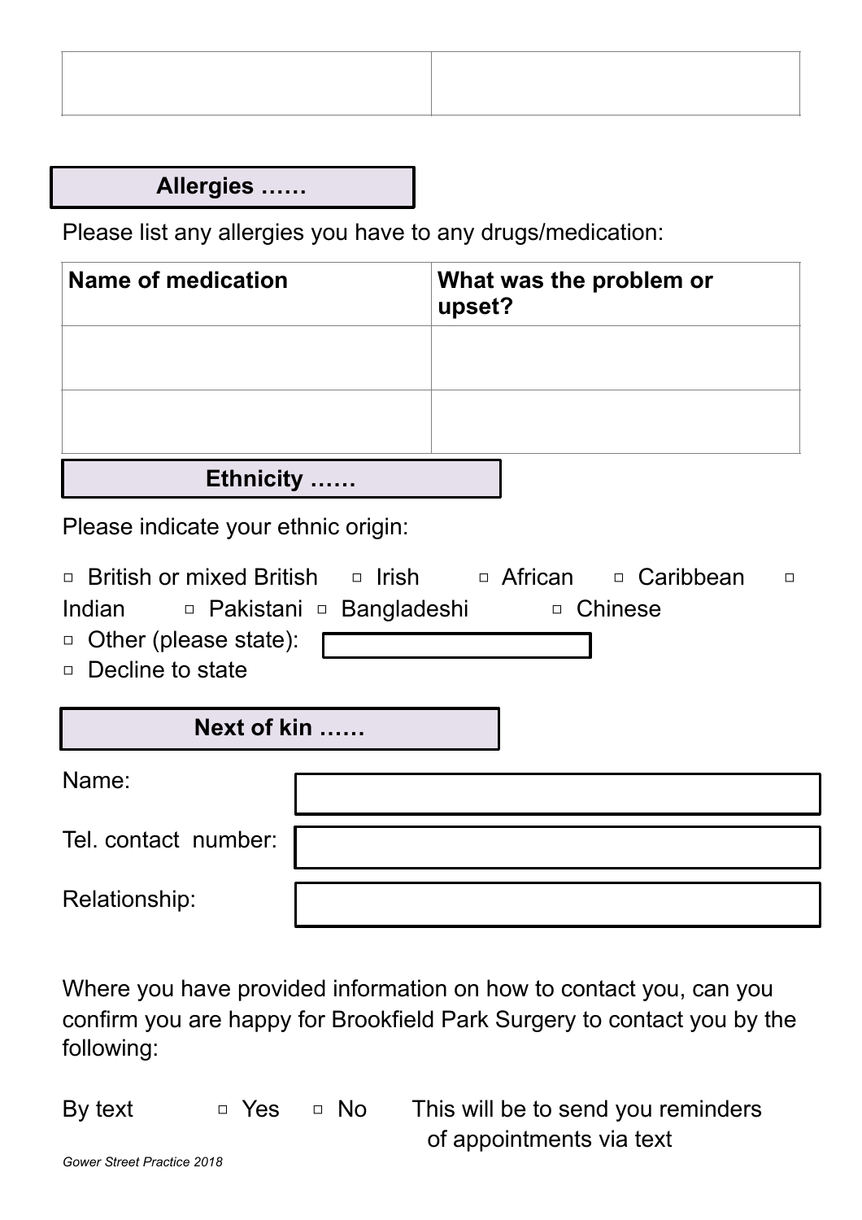| | |
|---|---|
| | |

## Allergies ……

Please list any allergies you have to any drugs/medication:

| Name of medication | What was the problem or upset? |
|---|---|
| | |
| | |

## Ethnicity ……

Please indicate your ethnic origin:

□ British or mixed British □ Irish □ African □ Caribbean □ Indian □ Pakistani □ Bangladeshi □ Chinese
□ Other (please state):
□ Decline to state

## Next of kin ……

Name:

Tel. contact number:

Relationship:

Where you have provided information on how to contact you, can you confirm you are happy for Brookfield Park Surgery to contact you by the following:

By text □ Yes □ No This will be to send you reminders of appointments via text

*Gower Street Practice 2018*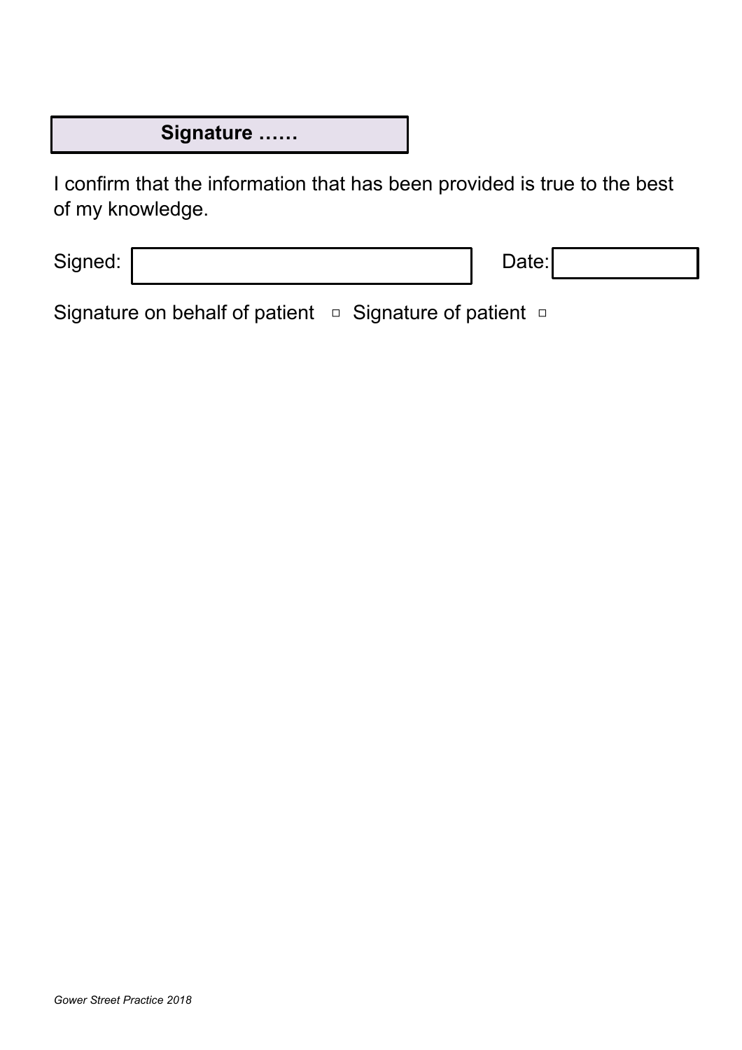## Signature ……

I confirm that the information that has been provided is true to the best of my knowledge.

Signed: ____________________ Date: __________

Signature on behalf of patient ▫ Signature of patient ▫